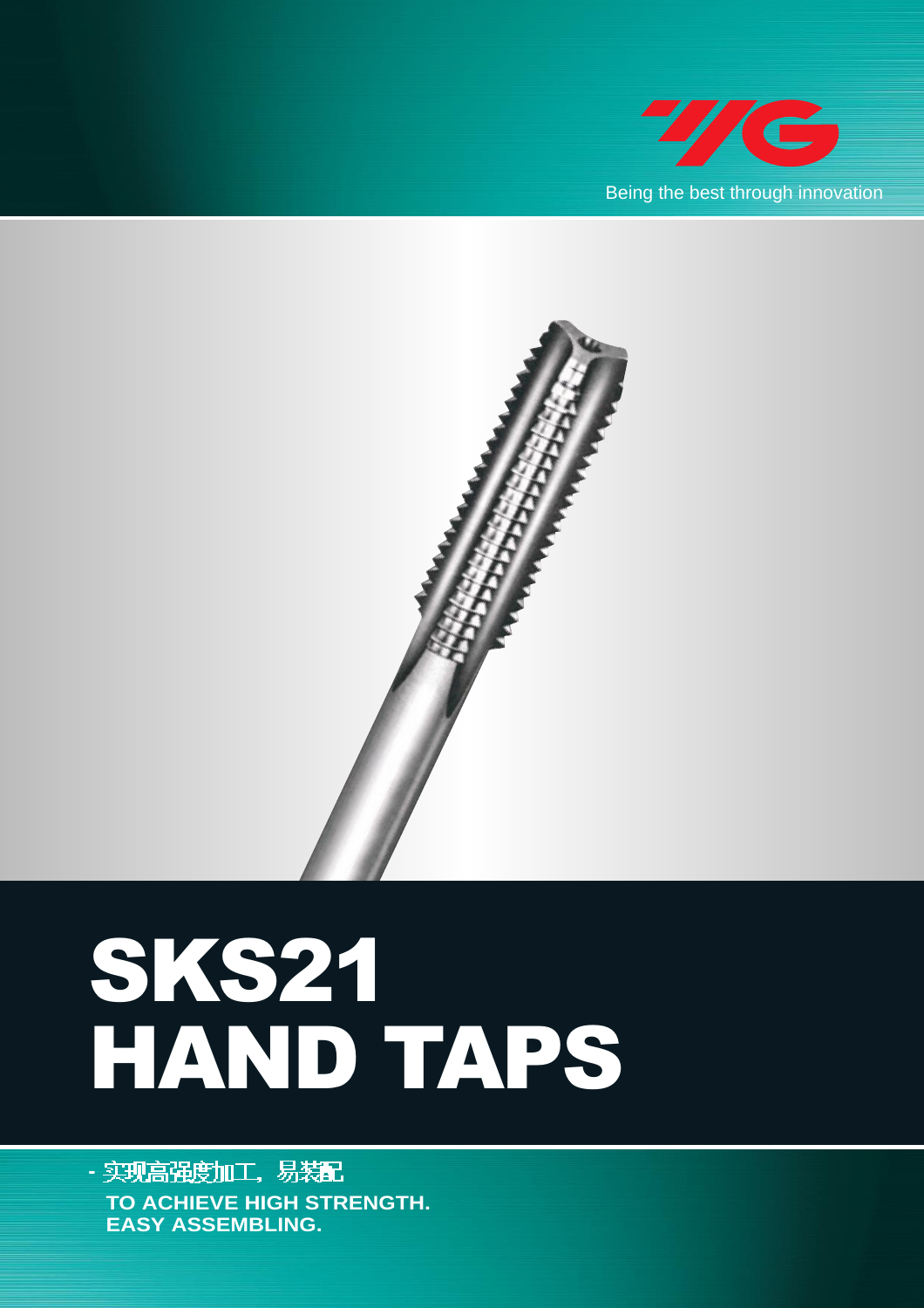YG

Being the best through innovation

# SKS21 HAND TAPS

- 实现高强度加工，易装配

**TO ACHIEVE HIGH STRENGTH.**
**EASY ASSEMBLING.**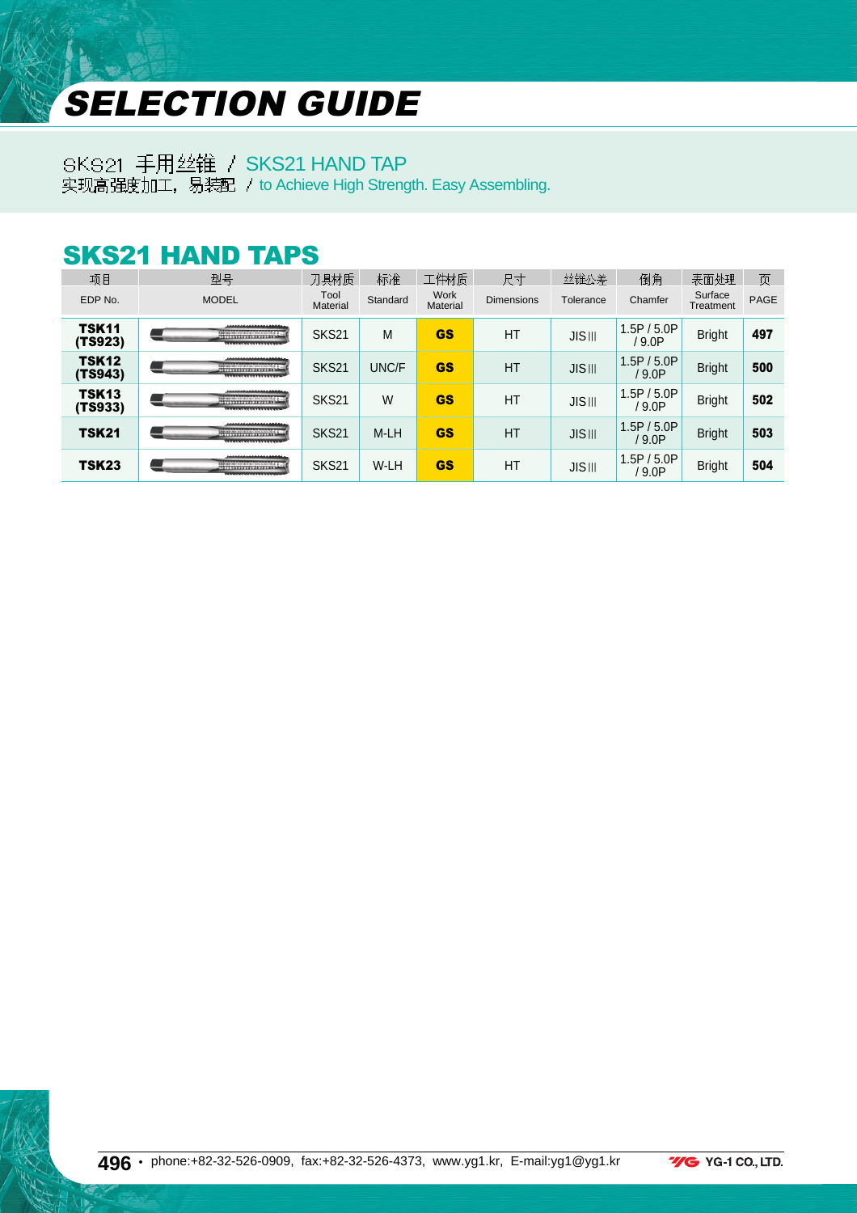# SELECTION GUIDE

SKS21 手用丝锥 / SKS21 HAND TAP
实现高强度加工，易装配 / to Achieve High Strength. Easy Assembling.

## SKS21 HAND TAPS

| 项目 EDP No. | 型号 MODEL | 刀具材质 Tool Material | 标准 Standard | 工件材质 Work Material | 尺寸 Dimensions | 丝锥公差 Tolerance | 倒角 Chamfer | 表面处理 Surface Treatment | 页 PAGE |
|---|---|---|---|---|---|---|---|---|---|
| **TSK11 (TS923)** | | SKS21 | M | **GS** | HT | JIS III | 1.5P / 5.0P / 9.0P | Bright | **497** |
| **TSK12 (TS943)** | | SKS21 | UNC/F | **GS** | HT | JIS III | 1.5P / 5.0P / 9.0P | Bright | **500** |
| **TSK13 (TS933)** | | SKS21 | W | **GS** | HT | JIS III | 1.5P / 5.0P / 9.0P | Bright | **502** |
| **TSK21** | | SKS21 | M-LH | **GS** | HT | JIS III | 1.5P / 5.0P / 9.0P | Bright | **503** |
| **TSK23** | | SKS21 | W-LH | **GS** | HT | JIS III | 1.5P / 5.0P / 9.0P | Bright | **504** |

phone:+82-32-526-0909, fax:+82-32-526-4373, www.yg1.kr, E-mail:yg1@yg1.kr

YG-1 CO., LTD.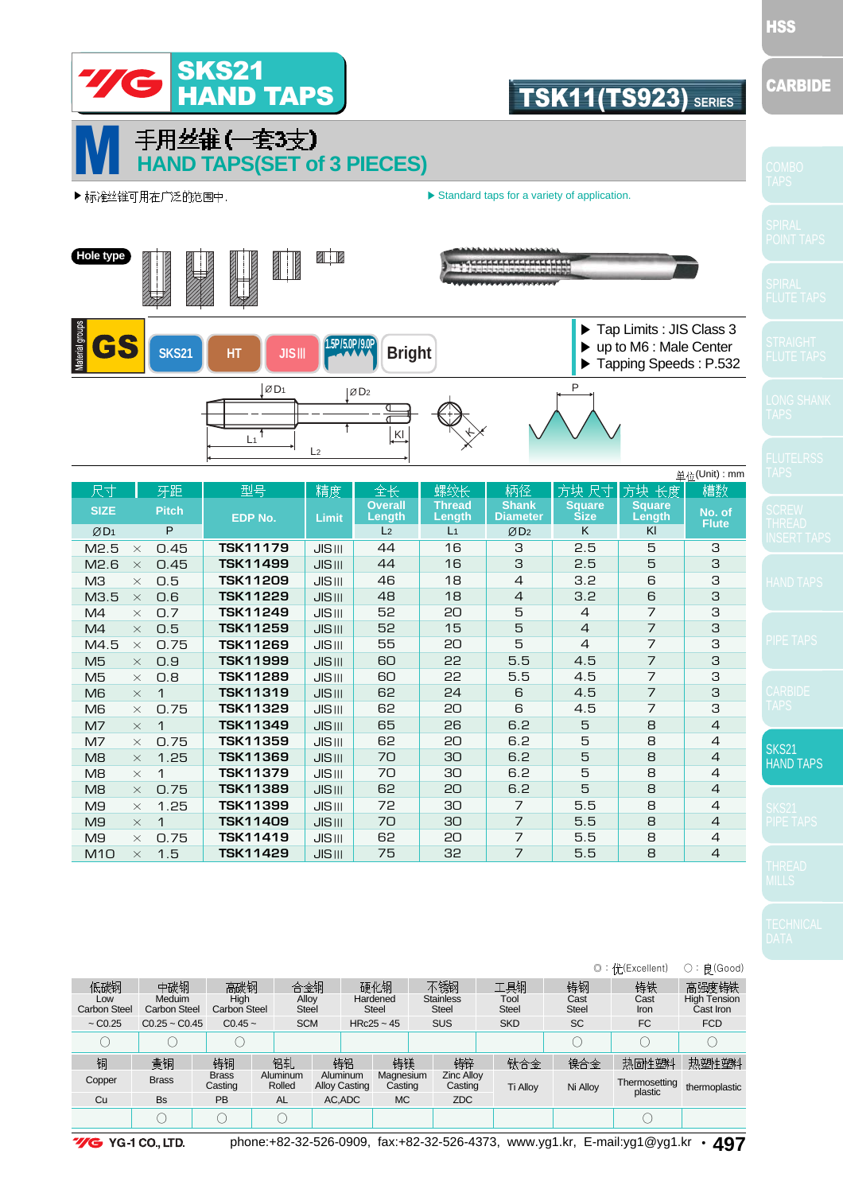# SKS21 HAND TAPS

**TSK11(TS923) SERIES**

## M 手用丝锥(一套3支)
## HAND TAPS(SET of 3 PIECES)

▶标准丝锥可用在广泛的范围中.

▶ Standard taps for a variety of application.

Hole type

Material groups: GS | SKS21 | HT | JIS III | 1.5P/5.0P/9.0P | Bright

- ▶ Tap Limits : JIS Class 3
- ▶ up to M6 : Male Center
- ▶ Tapping Speeds : P.532

单位(Unit) : mm

| 尺寸 SIZE | | 牙距 Pitch | 型号 EDP No. | 精度 Limit | 全长 Overall Length | 螺纹长 Thread Length | 柄径 Shank Diameter | 方块 尺寸 Square Size | 方块 长度 Square Length | 槽数 No. of Flute |
|---|---|---|---|---|---|---|---|---|---|---|
| ØD1 | | P | | | L2 | L1 | ØD2 | K | Kl | |
| M2.5 | × | 0.45 | TSK11179 | JIS III | 44 | 16 | 3 | 2.5 | 5 | 3 |
| M2.6 | × | 0.45 | TSK11499 | JIS III | 44 | 16 | 3 | 2.5 | 5 | 3 |
| M3 | × | 0.5 | TSK11209 | JIS III | 46 | 18 | 4 | 3.2 | 6 | 3 |
| M3.5 | × | 0.6 | TSK11229 | JIS III | 48 | 18 | 4 | 3.2 | 6 | 3 |
| M4 | × | 0.7 | TSK11249 | JIS III | 52 | 20 | 5 | 4 | 7 | 3 |
| M4 | × | 0.5 | TSK11259 | JIS III | 52 | 15 | 5 | 4 | 7 | 3 |
| M4.5 | × | 0.75 | TSK11269 | JIS III | 55 | 20 | 5 | 4 | 7 | 3 |
| M5 | × | 0.9 | TSK11999 | JIS III | 60 | 22 | 5.5 | 4.5 | 7 | 3 |
| M5 | × | 0.8 | TSK11289 | JIS III | 60 | 22 | 5.5 | 4.5 | 7 | 3 |
| M6 | × | 1 | TSK11319 | JIS III | 62 | 24 | 6 | 4.5 | 7 | 3 |
| M6 | × | 0.75 | TSK11329 | JIS III | 62 | 20 | 6 | 4.5 | 7 | 3 |
| M7 | × | 1 | TSK11349 | JIS III | 65 | 26 | 6.2 | 5 | 8 | 4 |
| M7 | × | 0.75 | TSK11359 | JIS III | 62 | 20 | 6.2 | 5 | 8 | 4 |
| M8 | × | 1.25 | TSK11369 | JIS III | 70 | 30 | 6.2 | 5 | 8 | 4 |
| M8 | × | 1 | TSK11379 | JIS III | 70 | 30 | 6.2 | 5 | 8 | 4 |
| M8 | × | 0.75 | TSK11389 | JIS III | 62 | 20 | 6.2 | 5 | 8 | 4 |
| M9 | × | 1.25 | TSK11399 | JIS III | 72 | 30 | 7 | 5.5 | 8 | 4 |
| M9 | × | 1 | TSK11409 | JIS III | 70 | 30 | 7 | 5.5 | 8 | 4 |
| M9 | × | 0.75 | TSK11419 | JIS III | 62 | 20 | 7 | 5.5 | 8 | 4 |
| M10 | × | 1.5 | TSK11429 | JIS III | 75 | 32 | 7 | 5.5 | 8 | 4 |

◎ : 优(Excellent)　○ : 良(Good)

| 低碳钢 Low Carbon Steel | 中碳钢 Meduim Carbon Steel | 高碳钢 High Carbon Steel | 合金钢 Alloy Steel | 硬化钢 Hardened Steel | 不锈钢 Stainless Steel | 工具钢 Tool Steel | 铸钢 Cast Steel | 铸铁 Cast Iron | 高强度铸铁 High Tension Cast Iron |
|---|---|---|---|---|---|---|---|---|---|
| ~ C0.25 | C0.25 ~ C0.45 | C0.45 ~ | SCM | HRc25 ~ 45 | SUS | SKD | SC | FC | FCD |
| ○ | ○ | ○ | | | | | ○ | ○ | ○ |

| 铜 Copper | 黄铜 Brass | 铸铜 Brass Casting | 铝轧 Aluminum Rolled | 铸铝 Aluminum Alloy Casting | 铸镁 Magnesium Casting | 铸锌 Zinc Alloy Casting | 钛合金 Ti Alloy | 镍合金 Ni Alloy | 热固性塑料 Thermosetting plastic | 热塑性塑料 thermoplastic |
|---|---|---|---|---|---|---|---|---|---|---|
| Cu | Bs | PB | AL | AC,ADC | MC | ZDC | | | | |
| | ○ | ○ | ○ | | | | | | ○ | |

YG-1 CO., LTD. phone:+82-32-526-0909, fax:+82-32-526-4373, www.yg1.kr, E-mail:yg1@yg1.kr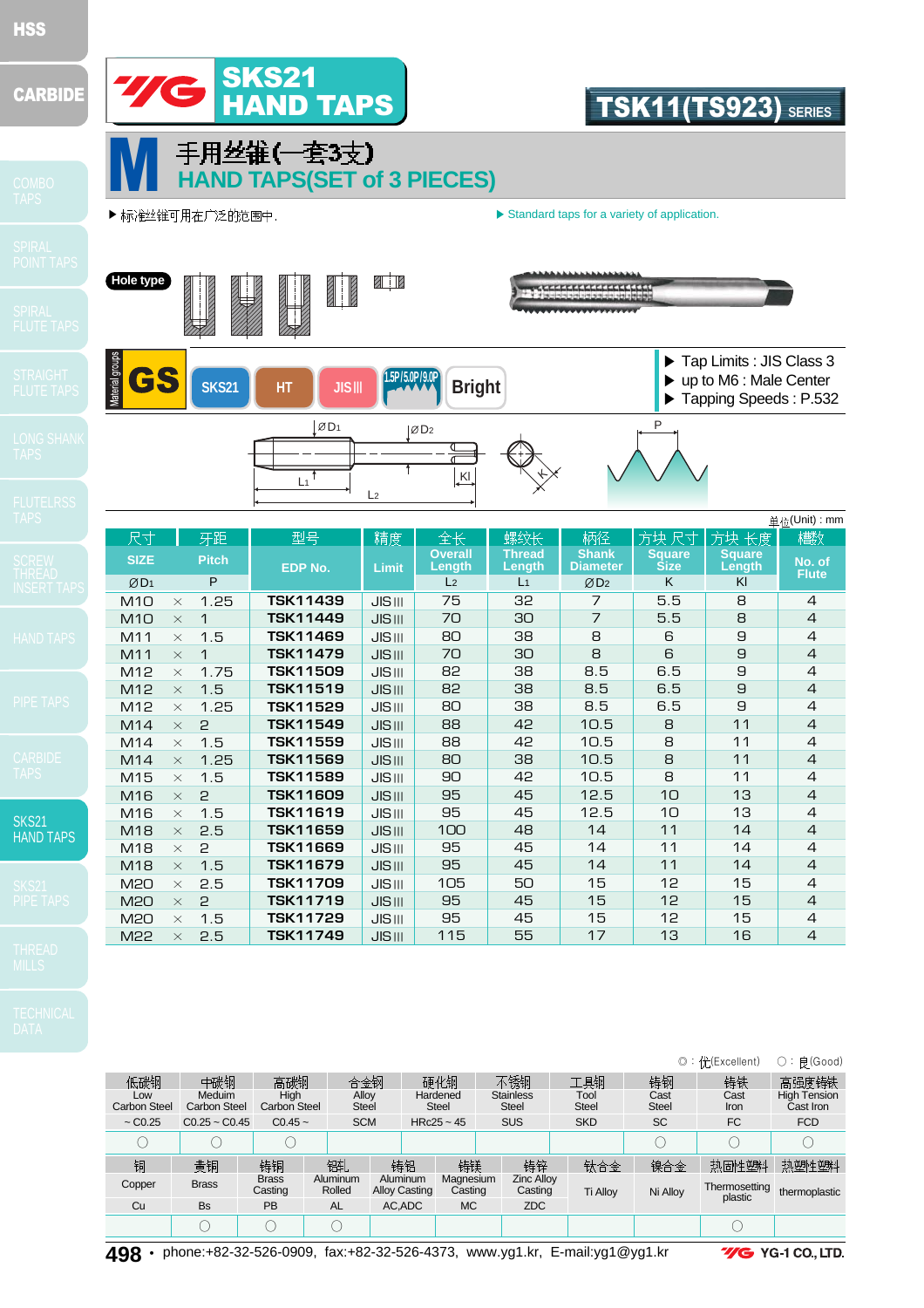# SKS21 HAND TAPS

## TSK11(TS923) SERIES

# M 手用丝锥(一套3支)

## HAND TAPS(SET of 3 PIECES)

▶ 标准丝锥可用在广泛的范围中.

▶ Standard taps for a variety of application.

Hole type

Material groups: GS | SKS21 | HT | JIS III | 1.5P/5.0P/9.0P | Bright

- ▶ Tap Limits : JIS Class 3
- ▶ up to M6 : Male Center
- ▶ Tapping Speeds : P.532

单位(Unit) : mm

| 尺寸 SIZE ØD1 | | 牙距 Pitch P | 型号 EDP No. | 精度 Limit | 全长 Overall Length L2 | 螺纹长 Thread Length L1 | 柄径 Shank Diameter ØD2 | 方块尺寸 Square Size K | 方块长度 Square Length Kl | 槽数 No. of Flute |
|---|---|---|---|---|---|---|---|---|---|---|
| M10 | × | 1.25 | **TSK11439** | JIS III | 75 | 32 | 7 | 5.5 | 8 | 4 |
| M10 | × | 1 | **TSK11449** | JIS III | 70 | 30 | 7 | 5.5 | 8 | 4 |
| M11 | × | 1.5 | **TSK11469** | JIS III | 80 | 38 | 8 | 6 | 9 | 4 |
| M11 | × | 1 | **TSK11479** | JIS III | 70 | 30 | 8 | 6 | 9 | 4 |
| M12 | × | 1.75 | **TSK11509** | JIS III | 82 | 38 | 8.5 | 6.5 | 9 | 4 |
| M12 | × | 1.5 | **TSK11519** | JIS III | 82 | 38 | 8.5 | 6.5 | 9 | 4 |
| M12 | × | 1.25 | **TSK11529** | JIS III | 80 | 38 | 8.5 | 6.5 | 9 | 4 |
| M14 | × | 2 | **TSK11549** | JIS III | 88 | 42 | 10.5 | 8 | 11 | 4 |
| M14 | × | 1.5 | **TSK11559** | JIS III | 88 | 42 | 10.5 | 8 | 11 | 4 |
| M14 | × | 1.25 | **TSK11569** | JIS III | 80 | 38 | 10.5 | 8 | 11 | 4 |
| M15 | × | 1.5 | **TSK11589** | JIS III | 90 | 42 | 10.5 | 8 | 11 | 4 |
| M16 | × | 2 | **TSK11609** | JIS III | 95 | 45 | 12.5 | 10 | 13 | 4 |
| M16 | × | 1.5 | **TSK11619** | JIS III | 95 | 45 | 12.5 | 10 | 13 | 4 |
| M18 | × | 2.5 | **TSK11659** | JIS III | 100 | 48 | 14 | 11 | 14 | 4 |
| M18 | × | 2 | **TSK11669** | JIS III | 95 | 45 | 14 | 11 | 14 | 4 |
| M18 | × | 1.5 | **TSK11679** | JIS III | 95 | 45 | 14 | 11 | 14 | 4 |
| M20 | × | 2.5 | **TSK11709** | JIS III | 105 | 50 | 15 | 12 | 15 | 4 |
| M20 | × | 2 | **TSK11719** | JIS III | 95 | 45 | 15 | 12 | 15 | 4 |
| M20 | × | 1.5 | **TSK11729** | JIS III | 95 | 45 | 15 | 12 | 15 | 4 |
| M22 | × | 2.5 | **TSK11749** | JIS III | 115 | 55 | 17 | 13 | 16 | 4 |

◎ : 优(Excellent)  ○ : 良(Good)

| 低碳钢 Low Carbon Steel | 中碳钢 Meduim Carbon Steel | 高碳钢 High Carbon Steel | 合金钢 Alloy Steel | 硬化钢 Hardened Steel | 不锈钢 Stainless Steel | 工具钢 Tool Steel | 铸钢 Cast Steel | 铸铁 Cast Iron | 高强度铸铁 High Tension Cast Iron |
|---|---|---|---|---|---|---|---|---|---|
| ~ C0.25 | C0.25 ~ C0.45 | C0.45 ~ | SCM | HRc25 ~ 45 | SUS | SKD | SC | FC | FCD |
| ○ | ○ | ○ | | | | | ○ | ○ | ○ |

| 铜 Copper | 黄铜 Brass | 铸铜 Brass Casting | 铝轧 Aluminum Rolled | 铸铝 Aluminum Alloy Casting | 铸镁 Magnesium Casting | 铸锌 Zinc Alloy Casting | 钛合金 Ti Alloy | 镍合金 Ni Alloy | 热固性塑料 Thermosetting plastic | 热塑性塑料 thermoplastic |
|---|---|---|---|---|---|---|---|---|---|---|
| Cu | Bs | PB | AL | AC,ADC | MC | ZDC | | | | |
| | ○ | ○ | ○ | | | | | | ○ | |

phone:+82-32-526-0909, fax:+82-32-526-4373, www.yg1.kr, E-mail:yg1@yg1.kr  YG-1 CO., LTD.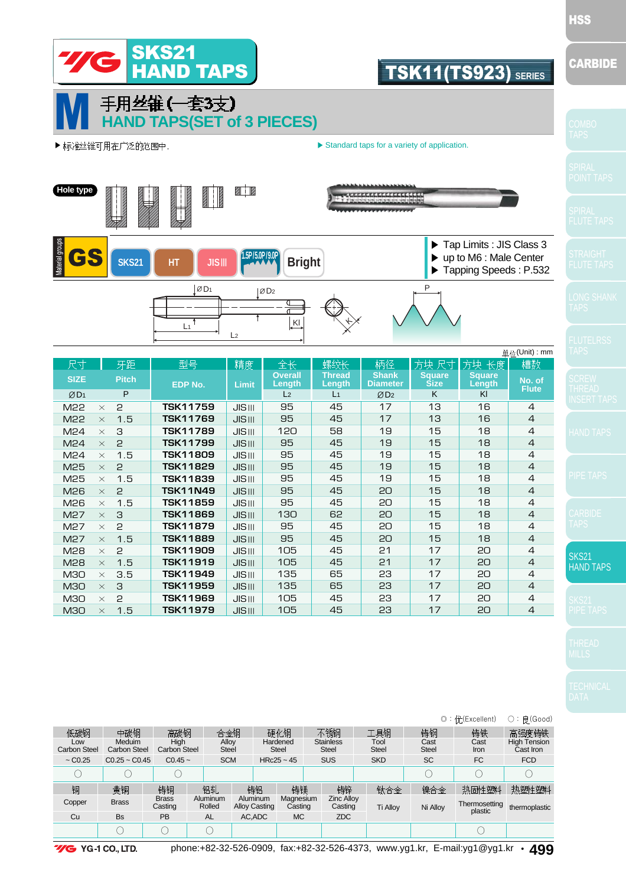# SKS21 HAND TAPS

**TSK11(TS923) SERIES**

## M 手用丝锥(一套3支)
## HAND TAPS(SET of 3 PIECES)

▶标准丝锥可用在广泛的范围中.

▶ Standard taps for a variety of application.

Hole type

Material groups: GS | SKS21 | HT | JISⅢ | 1.5P/5.0P/9.0P | Bright

- ▶ Tap Limits : JIS Class 3
- ▶ up to M6 : Male Center
- ▶ Tapping Speeds : P.532

单位(Unit) : mm

| 尺寸 SIZE ØD1 | | 牙距 Pitch P | 型号 EDP No. | 精度 Limit | 全长 Overall Length L2 | 螺纹长 Thread Length L1 | 柄径 Shank Diameter ØD2 | 方块 尺寸 Square Size K | 方块 长度 Square Length Kl | 槽数 No. of Flute |
|---|---|---|---|---|---|---|---|---|---|---|
| M22 | × | 2 | TSK11759 | JISⅢ | 95 | 45 | 17 | 13 | 16 | 4 |
| M22 | × | 1.5 | TSK11769 | JISⅢ | 95 | 45 | 17 | 13 | 16 | 4 |
| M24 | × | 3 | TSK11789 | JISⅢ | 120 | 58 | 19 | 15 | 18 | 4 |
| M24 | × | 2 | TSK11799 | JISⅢ | 95 | 45 | 19 | 15 | 18 | 4 |
| M24 | × | 1.5 | TSK11809 | JISⅢ | 95 | 45 | 19 | 15 | 18 | 4 |
| M25 | × | 2 | TSK11829 | JISⅢ | 95 | 45 | 19 | 15 | 18 | 4 |
| M25 | × | 1.5 | TSK11839 | JISⅢ | 95 | 45 | 19 | 15 | 18 | 4 |
| M26 | × | 2 | TSK11N49 | JISⅢ | 95 | 45 | 20 | 15 | 18 | 4 |
| M26 | × | 1.5 | TSK11859 | JISⅢ | 95 | 45 | 20 | 15 | 18 | 4 |
| M27 | × | 3 | TSK11869 | JISⅢ | 130 | 62 | 20 | 15 | 18 | 4 |
| M27 | × | 2 | TSK11879 | JISⅢ | 95 | 45 | 20 | 15 | 18 | 4 |
| M27 | × | 1.5 | TSK11889 | JISⅢ | 95 | 45 | 20 | 15 | 18 | 4 |
| M28 | × | 2 | TSK11909 | JISⅢ | 105 | 45 | 21 | 17 | 20 | 4 |
| M28 | × | 1.5 | TSK11919 | JISⅢ | 105 | 45 | 21 | 17 | 20 | 4 |
| M30 | × | 3.5 | TSK11949 | JISⅢ | 135 | 65 | 23 | 17 | 20 | 4 |
| M30 | × | 3 | TSK11959 | JISⅢ | 135 | 65 | 23 | 17 | 20 | 4 |
| M30 | × | 2 | TSK11969 | JISⅢ | 105 | 45 | 23 | 17 | 20 | 4 |
| M30 | × | 1.5 | TSK11979 | JISⅢ | 105 | 45 | 23 | 17 | 20 | 4 |

◎ : 优(Excellent)　○ : 良(Good)

| 低碳钢 Low Carbon Steel | 中碳钢 Meduim Carbon Steel | 高碳钢 High Carbon Steel | 合金钢 Alloy Steel | 硬化钢 Hardened Steel | 不锈钢 Stainless Steel | 工具钢 Tool Steel | 铸钢 Cast Steel | 铸铁 Cast Iron | 高强度铸铁 High Tension Cast Iron |
|---|---|---|---|---|---|---|---|---|---|
| ~ C0.25 | C0.25 ~ C0.45 | C0.45 ~ | SCM | HRc25 ~ 45 | SUS | SKD | SC | FC | FCD |
| ○ | ○ | ○ | | | | | ○ | ○ | ○ |

| 铜 Copper | 黄铜 Brass | 铸铜 Brass Casting | 铝轧 Aluminum Rolled | 铸铝 Aluminum Alloy Casting | 铸镁 Magnesium Casting | 铸锌 Zinc Alloy Casting | 钛合金 Ti Alloy | 镍合金 Ni Alloy | 热固性塑料 Thermosetting plastic | 热塑性塑料 thermoplastic |
|---|---|---|---|---|---|---|---|---|---|---|
| Cu | Bs | PB | AL | AC,ADC | MC | ZDC | | | | |
| | ○ | ○ | ○ | | | | | | ○ | |

YG-1 CO., LTD.　phone:+82-32-526-0909, fax:+82-32-526-4373, www.yg1.kr, E-mail:yg1@yg1.kr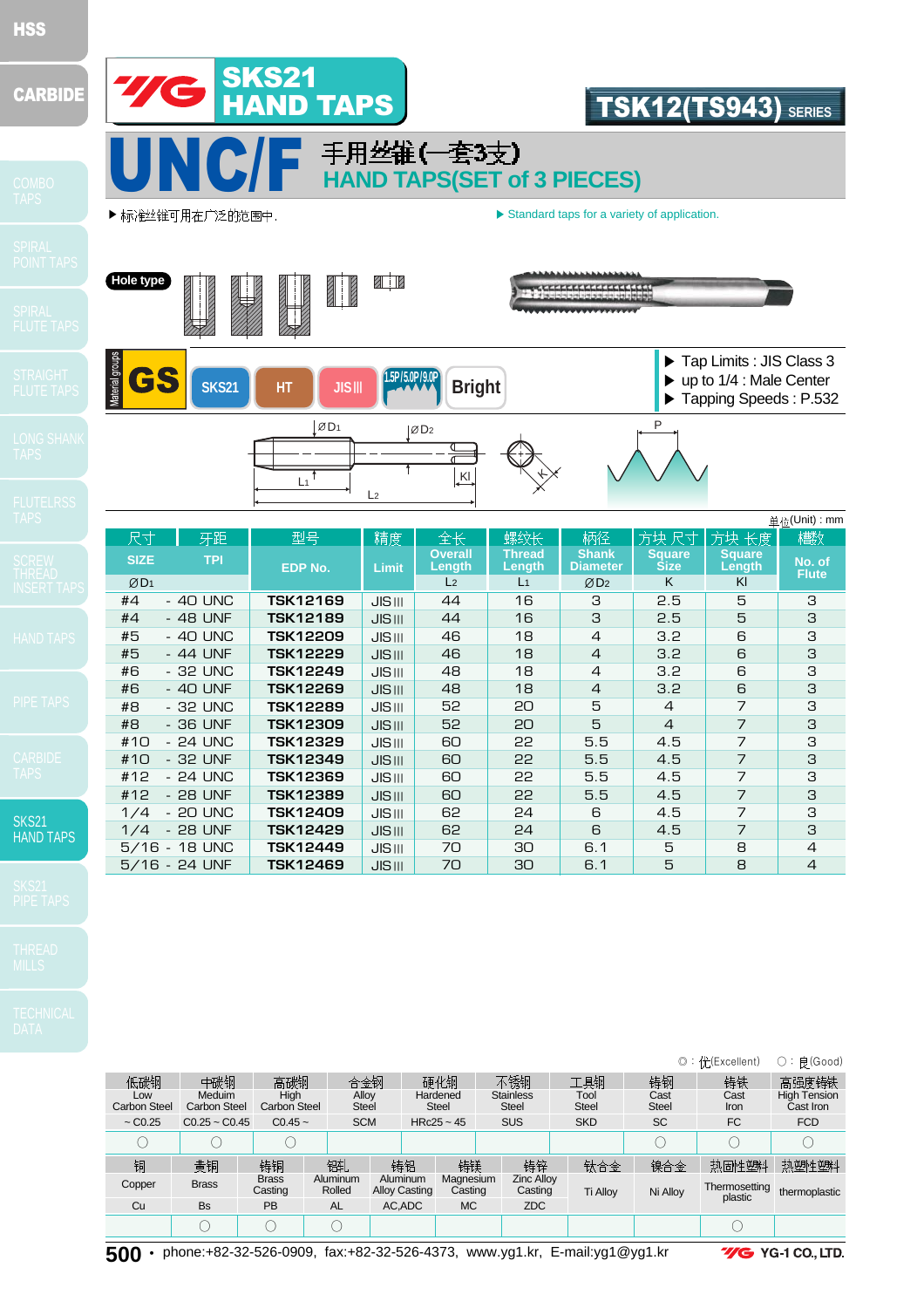# SKS21 HAND TAPS

## TSK12(TS943) SERIES

# UNC/F 手用丝锥(一套3支)

## HAND TAPS(SET of 3 PIECES)

▶ 标准丝锥可用在广泛的范围中.

▶ Standard taps for a variety of application.

Hole type

Material groups: GS | SKS21 | HT | JIS III | 1.5P/5.0P/9.0P | Bright

- ▶ Tap Limits : JIS Class 3
- ▶ up to 1/4 : Male Center
- ▶ Tapping Speeds : P.532

单位(Unit) : mm

| 尺寸 SIZE ØD1 | 牙距 TPI | 型号 EDP No. | 精度 Limit | 全长 Overall Length L2 | 螺纹长 Thread Length L1 | 柄径 Shank Diameter ØD2 | 方块尺寸 Square Size K | 方块长度 Square Length Kl | 槽数 No. of Flute |
|---|---|---|---|---|---|---|---|---|---|
| #4 | - 40 UNC | TSK12169 | JIS III | 44 | 16 | 3 | 2.5 | 5 | 3 |
| #4 | - 48 UNF | TSK12189 | JIS III | 44 | 16 | 3 | 2.5 | 5 | 3 |
| #5 | - 40 UNC | TSK12209 | JIS III | 46 | 18 | 4 | 3.2 | 6 | 3 |
| #5 | - 44 UNF | TSK12229 | JIS III | 46 | 18 | 4 | 3.2 | 6 | 3 |
| #6 | - 32 UNC | TSK12249 | JIS III | 48 | 18 | 4 | 3.2 | 6 | 3 |
| #6 | - 40 UNF | TSK12269 | JIS III | 48 | 18 | 4 | 3.2 | 6 | 3 |
| #8 | - 32 UNC | TSK12289 | JIS III | 52 | 20 | 5 | 4 | 7 | 3 |
| #8 | - 36 UNF | TSK12309 | JIS III | 52 | 20 | 5 | 4 | 7 | 3 |
| #10 | - 24 UNC | TSK12329 | JIS III | 60 | 22 | 5.5 | 4.5 | 7 | 3 |
| #10 | - 32 UNF | TSK12349 | JIS III | 60 | 22 | 5.5 | 4.5 | 7 | 3 |
| #12 | - 24 UNC | TSK12369 | JIS III | 60 | 22 | 5.5 | 4.5 | 7 | 3 |
| #12 | - 28 UNF | TSK12389 | JIS III | 60 | 22 | 5.5 | 4.5 | 7 | 3 |
| 1/4 | - 20 UNC | TSK12409 | JIS III | 62 | 24 | 6 | 4.5 | 7 | 3 |
| 1/4 | - 28 UNF | TSK12429 | JIS III | 62 | 24 | 6 | 4.5 | 7 | 3 |
| 5/16 | - 18 UNC | TSK12449 | JIS III | 70 | 30 | 6.1 | 5 | 8 | 4 |
| 5/16 | - 24 UNF | TSK12469 | JIS III | 70 | 30 | 6.1 | 5 | 8 | 4 |

◎ : 优(Excellent)　○ : 良(Good)

| 低碳钢 Low Carbon Steel | 中碳钢 Meduim Carbon Steel | 高碳钢 High Carbon Steel | 合金钢 Alloy Steel | 硬化钢 Hardened Steel | 不锈钢 Stainless Steel | 工具钢 Tool Steel | 铸钢 Cast Steel | 铸铁 Cast Iron | 高强度铸铁 High Tension Cast Iron |
|---|---|---|---|---|---|---|---|---|---|
| ~ C0.25 | C0.25 ~ C0.45 | C0.45 ~ | SCM | HRc25 ~ 45 | SUS | SKD | SC | FC | FCD |
| ○ | ○ | ○ | | | | | ○ | ○ | ○ |

| 铜 Copper | 黄铜 Brass | 铸铜 Brass Casting | 铝轧 Aluminum Rolled | 铸铝 Aluminum Alloy Casting | 铸镁 Magnesium Casting | 铸锌 Zinc Alloy Casting | 钛合金 Ti Alloy | 镍合金 Ni Alloy | 热固性塑料 Thermosetting plastic | 热塑性塑料 thermoplastic |
|---|---|---|---|---|---|---|---|---|---|---|
| Cu | Bs | PB | AL | AC,ADC | MC | ZDC | | | | |
| | ○ | ○ | ○ | | | | | | ○ | |

phone:+82-32-526-0909, fax:+82-32-526-4373, www.yg1.kr, E-mail:yg1@yg1.kr　YG-1 CO., LTD.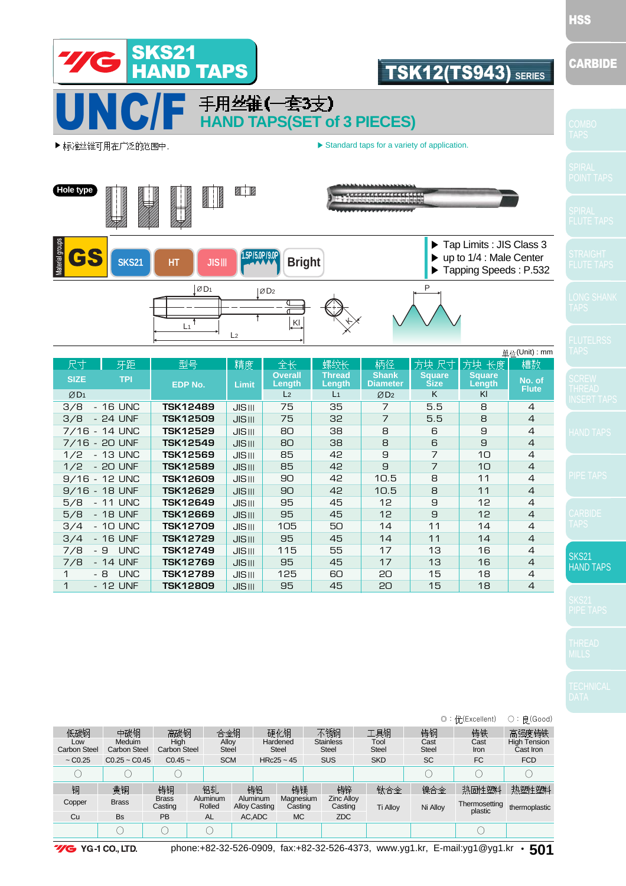# SKS21 HAND TAPS

## TSK12(TS943) SERIES

# UNC/F

## 手用丝锥(一套3支)
## HAND TAPS(SET of 3 PIECES)

▶标准丝锥可用在广泛的范围中.

▶ Standard taps for a variety of application.

Hole type

Material groups: GS | SKS21 | HT | JIS III | 1.5P/5.0P/9.0P | Bright

- ▶ Tap Limits : JIS Class 3
- ▶ up to 1/4 : Male Center
- ▶ Tapping Speeds : P.532

单位(Unit) : mm

| 尺寸 SIZE ØD1 | 牙距 TPI | 型号 EDP No. | 精度 Limit | 全长 Overall Length L2 | 螺纹长 Thread Length L1 | 柄径 Shank Diameter ØD2 | 方块 尺寸 Square Size K | 方块 长度 Square Length Kl | 槽数 No. of Flute |
|---|---|---|---|---|---|---|---|---|---|
| 3/8 | - 16 UNC | TSK12489 | JIS III | 75 | 35 | 7 | 5.5 | 8 | 4 |
| 3/8 | - 24 UNF | TSK12509 | JIS III | 75 | 32 | 7 | 5.5 | 8 | 4 |
| 7/16 | - 14 UNC | TSK12529 | JIS III | 80 | 38 | 8 | 6 | 9 | 4 |
| 7/16 | - 20 UNF | TSK12549 | JIS III | 80 | 38 | 8 | 6 | 9 | 4 |
| 1/2 | - 13 UNC | TSK12569 | JIS III | 85 | 42 | 9 | 7 | 10 | 4 |
| 1/2 | - 20 UNF | TSK12589 | JIS III | 85 | 42 | 9 | 7 | 10 | 4 |
| 9/16 | - 12 UNC | TSK12609 | JIS III | 90 | 42 | 10.5 | 8 | 11 | 4 |
| 9/16 | - 18 UNF | TSK12629 | JIS III | 90 | 42 | 10.5 | 8 | 11 | 4 |
| 5/8 | - 11 UNC | TSK12649 | JIS III | 95 | 45 | 12 | 9 | 12 | 4 |
| 5/8 | - 18 UNF | TSK12669 | JIS III | 95 | 45 | 12 | 9 | 12 | 4 |
| 3/4 | - 10 UNC | TSK12709 | JIS III | 105 | 50 | 14 | 11 | 14 | 4 |
| 3/4 | - 16 UNF | TSK12729 | JIS III | 95 | 45 | 14 | 11 | 14 | 4 |
| 7/8 | - 9 UNC | TSK12749 | JIS III | 115 | 55 | 17 | 13 | 16 | 4 |
| 7/8 | - 14 UNF | TSK12769 | JIS III | 95 | 45 | 17 | 13 | 16 | 4 |
| 1 | - 8 UNC | TSK12789 | JIS III | 125 | 60 | 20 | 15 | 18 | 4 |
| 1 | - 12 UNF | TSK12809 | JIS III | 95 | 45 | 20 | 15 | 18 | 4 |

◎ : 优(Excellent) ○ : 良(Good)

| 低碳钢 Low Carbon Steel | 中碳钢 Meduim Carbon Steel | 高碳钢 High Carbon Steel | 合金钢 Alloy Steel | 硬化钢 Hardened Steel | 不锈钢 Stainless Steel | 工具钢 Tool Steel | 铸钢 Cast Steel | 铸铁 Cast Iron | 高强度铸铁 High Tension Cast Iron |
|---|---|---|---|---|---|---|---|---|---|
| ~ C0.25 | C0.25 ~ C0.45 | C0.45 ~ | SCM | HRc25 ~ 45 | SUS | SKD | SC | FC | FCD |
| ○ | ○ | ○ | | | | | ○ | ○ | ○ |

| 铜 Copper | 黄铜 Brass | 铸铜 Brass Casting | 铝轧 Aluminum Rolled | 铸铝 Aluminum Alloy Casting | 铸镁 Magnesium Casting | 铸锌 Zinc Alloy Casting | 钛合金 Ti Alloy | 镍合金 Ni Alloy | 热固性塑料 Thermosetting plastic | 热塑性塑料 thermoplastic |
|---|---|---|---|---|---|---|---|---|---|---|
| Cu | Bs | PB | AL | AC,ADC | MC | ZDC | | | | |
| | ○ | ○ | ○ | | | | | | ○ | |

YG-1 CO., LTD. phone:+82-32-526-0909, fax:+82-32-526-4373, www.yg1.kr, E-mail:yg1@yg1.kr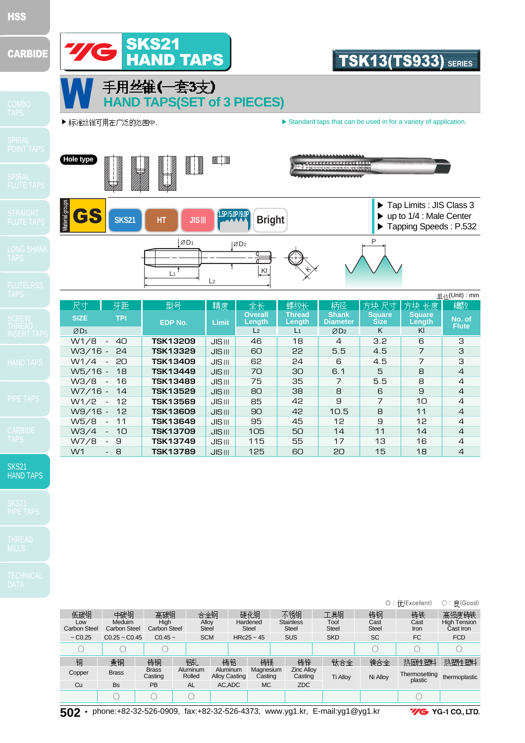# SKS21 HAND TAPS

## TSK13(TS933) SERIES

# W 手用丝锥(一套3支)

## HAND TAPS(SET of 3 PIECES)

▶ 标准丝锥可用在广泛的范围中.

▶ Standard taps that can be used in for a variety of application.

Hole type

Material groups: GS | SKS21 | HT | JIS III | 1.5P/5.0P/9.0P | Bright

- ▶ Tap Limits : JIS Class 3
- ▶ up to 1/4 : Male Center
- ▶ Tapping Speeds : P.532

单位(Unit) : mm

| 尺寸 SIZE ØD1 | 牙距 TPI | 型号 EDP No. | 精度 Limit | 全长 Overall Length L2 | 螺纹长 Thread Length L1 | 柄径 Shank Diameter ØD2 | 方块尺寸 Square Size K | 方块长度 Square Length Kl | 槽数 No. of Flute |
|---|---|---|---|---|---|---|---|---|---|
| W1/8 | 40 | TSK13209 | JIS III | 46 | 18 | 4 | 3.2 | 6 | 3 |
| W3/16 | 24 | TSK13329 | JIS III | 60 | 22 | 5.5 | 4.5 | 7 | 3 |
| W1/4 | 20 | TSK13409 | JIS III | 62 | 24 | 6 | 4.5 | 7 | 3 |
| W5/16 | 18 | TSK13449 | JIS III | 70 | 30 | 6.1 | 5 | 8 | 4 |
| W3/8 | 16 | TSK13489 | JIS III | 75 | 35 | 7 | 5.5 | 8 | 4 |
| W7/16 | 14 | TSK13529 | JIS III | 80 | 38 | 8 | 6 | 9 | 4 |
| W1/2 | 12 | TSK13569 | JIS III | 85 | 42 | 9 | 7 | 10 | 4 |
| W9/16 | 12 | TSK13609 | JIS III | 90 | 42 | 10.5 | 8 | 11 | 4 |
| W5/8 | 11 | TSK13649 | JIS III | 95 | 45 | 12 | 9 | 12 | 4 |
| W3/4 | 10 | TSK13709 | JIS III | 105 | 50 | 14 | 11 | 14 | 4 |
| W7/8 | 9 | TSK13749 | JIS III | 115 | 55 | 17 | 13 | 16 | 4 |
| W1 | 8 | TSK13789 | JIS III | 125 | 60 | 20 | 15 | 18 | 4 |

◎ : 优(Excellent)　○ : 良(Good)

| 低碳钢 Low Carbon Steel | 中碳钢 Meduim Carbon Steel | 高碳钢 High Carbon Steel | 合金钢 Alloy Steel | 硬化钢 Hardened Steel | 不锈钢 Stainless Steel | 工具钢 Tool Steel | 铸钢 Cast Steel | 铸铁 Cast Iron | 高强度铸铁 High Tension Cast Iron |
|---|---|---|---|---|---|---|---|---|---|
| ~ C0.25 | C0.25 ~ C0.45 | C0.45 ~ | SCM | HRc25 ~ 45 | SUS | SKD | SC | FC | FCD |
| ○ | ○ | ○ | | | | | ○ | ○ | ○ |

| 铜 Copper | 黄铜 Brass | 铸铜 Brass Casting | 铝乱 Aluminum Rolled | 铸铝 Aluminum Alloy Casting | 铸镁 Magnesium Casting | 铸锌 Zinc Alloy Casting | 钛合金 Ti Alloy | 镍合金 Ni Alloy | 热固性塑料 Thermosetting plastic | 热塑性塑料 thermoplastic |
|---|---|---|---|---|---|---|---|---|---|---|
| Cu | Bs | PB | AL | AC,ADC | MC | ZDC | | | | |
| | ○ | ○ | ○ | | | | | | ○ | |

phone:+82-32-526-0909, fax:+82-32-526-4373, www.yg1.kr, E-mail:yg1@yg1.kr　YG-1 CO., LTD.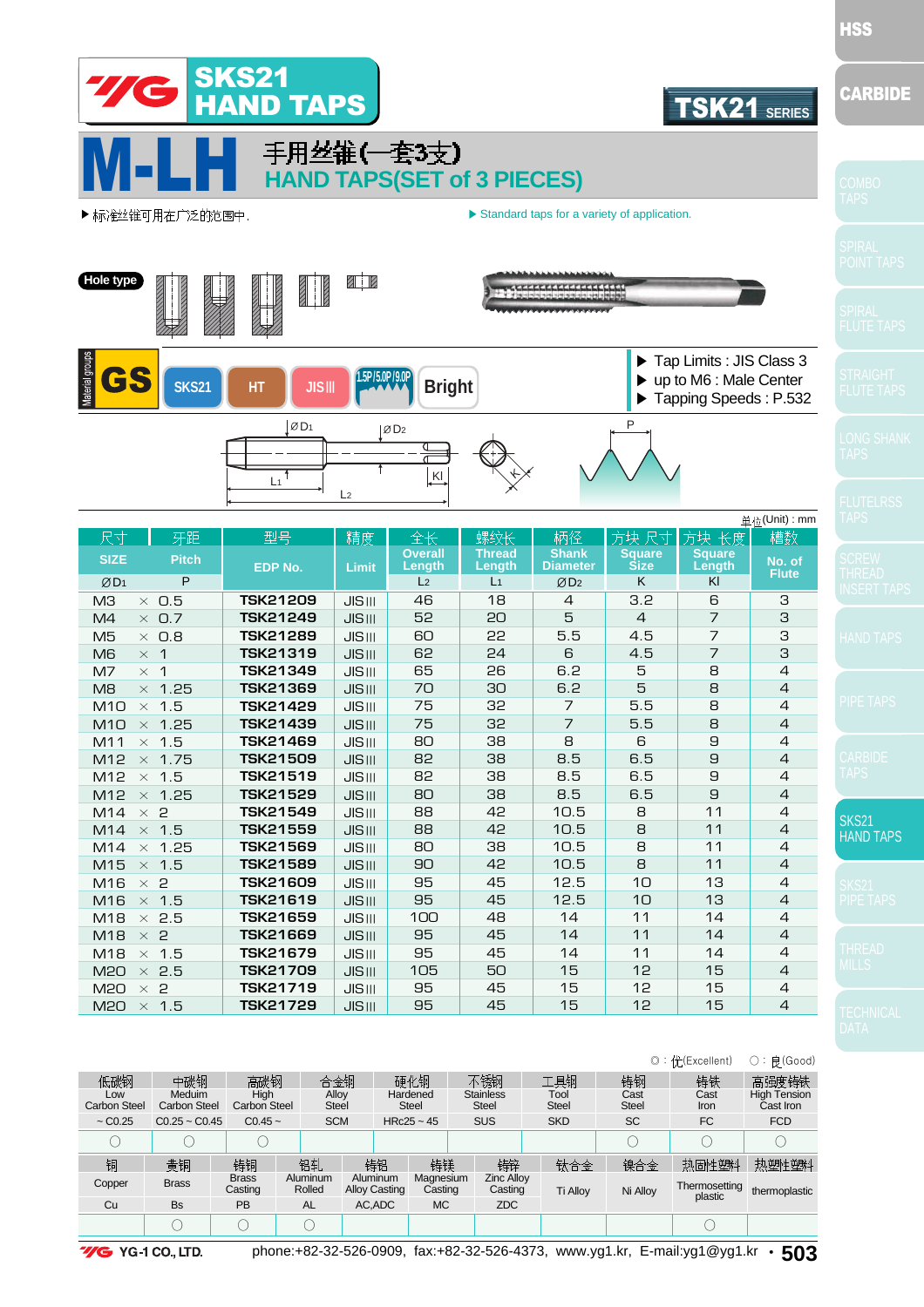# SKS21 HAND TAPS

TSK21 SERIES

## M-LH 手用丝锥(一套3支) HAND TAPS(SET of 3 PIECES)

▶标准丝锥可用在广泛的范围中.

▶ Standard taps for a variety of application.

Hole type

Material groups: GS | SKS21 | HT | JIS III | 1.5P/5.0P/9.0P | Bright

- ▶ Tap Limits : JIS Class 3
- ▶ up to M6 : Male Center
- ▶ Tapping Speeds : P.532

单位(Unit) : mm

| 尺寸 SIZE ØD1 | 牙距 Pitch P | 型号 EDP No. | 精度 Limit | 全长 Overall Length L2 | 螺纹长 Thread Length L1 | 柄径 Shank Diameter ØD2 | 方块 尺寸 Square Size K | 方块 长度 Square Length Kl | 槽数 No. of Flute |
|---|---|---|---|---|---|---|---|---|---|
| M3 | × 0.5 | TSK21209 | JIS III | 46 | 18 | 4 | 3.2 | 6 | 3 |
| M4 | × 0.7 | TSK21249 | JIS III | 52 | 20 | 5 | 4 | 7 | 3 |
| M5 | × 0.8 | TSK21289 | JIS III | 60 | 22 | 5.5 | 4.5 | 7 | 3 |
| M6 | × 1 | TSK21319 | JIS III | 62 | 24 | 6 | 4.5 | 7 | 3 |
| M7 | × 1 | TSK21349 | JIS III | 65 | 26 | 6.2 | 5 | 8 | 4 |
| M8 | × 1.25 | TSK21369 | JIS III | 70 | 30 | 6.2 | 5 | 8 | 4 |
| M10 | × 1.5 | TSK21429 | JIS III | 75 | 32 | 7 | 5.5 | 8 | 4 |
| M10 | × 1.25 | TSK21439 | JIS III | 75 | 32 | 7 | 5.5 | 8 | 4 |
| M11 | × 1.5 | TSK21469 | JIS III | 80 | 38 | 8 | 6 | 9 | 4 |
| M12 | × 1.75 | TSK21509 | JIS III | 82 | 38 | 8.5 | 6.5 | 9 | 4 |
| M12 | × 1.5 | TSK21519 | JIS III | 82 | 38 | 8.5 | 6.5 | 9 | 4 |
| M12 | × 1.25 | TSK21529 | JIS III | 80 | 38 | 8.5 | 6.5 | 9 | 4 |
| M14 | × 2 | TSK21549 | JIS III | 88 | 42 | 10.5 | 8 | 11 | 4 |
| M14 | × 1.5 | TSK21559 | JIS III | 88 | 42 | 10.5 | 8 | 11 | 4 |
| M14 | × 1.25 | TSK21569 | JIS III | 80 | 38 | 10.5 | 8 | 11 | 4 |
| M15 | × 1.5 | TSK21589 | JIS III | 90 | 42 | 10.5 | 8 | 11 | 4 |
| M16 | × 2 | TSK21609 | JIS III | 95 | 45 | 12.5 | 10 | 13 | 4 |
| M16 | × 1.5 | TSK21619 | JIS III | 95 | 45 | 12.5 | 10 | 13 | 4 |
| M18 | × 2.5 | TSK21659 | JIS III | 100 | 48 | 14 | 11 | 14 | 4 |
| M18 | × 2 | TSK21669 | JIS III | 95 | 45 | 14 | 11 | 14 | 4 |
| M18 | × 1.5 | TSK21679 | JIS III | 95 | 45 | 14 | 11 | 14 | 4 |
| M20 | × 2.5 | TSK21709 | JIS III | 105 | 50 | 15 | 12 | 15 | 4 |
| M20 | × 2 | TSK21719 | JIS III | 95 | 45 | 15 | 12 | 15 | 4 |
| M20 | × 1.5 | TSK21729 | JIS III | 95 | 45 | 15 | 12 | 15 | 4 |

◎ : 优(Excellent) ○ : 良(Good)

| 低碳钢 Low Carbon Steel ~C0.25 | 中碳钢 Meduim Carbon Steel C0.25~C0.45 | 高碳钢 High Carbon Steel C0.45~ | 合金钢 Alloy Steel SCM | 硬化钢 Hardened Steel HRc25~45 | 不锈钢 Stainless Steel SUS | 工具钢 Tool Steel SKD | 铸钢 Cast Steel SC | 铸铁 Cast Iron FC | 高强度铸铁 High Tension Cast Iron FCD |
|---|---|---|---|---|---|---|---|---|---|
| ○ | ○ | ○ | | | | | ○ | ○ | ○ |

| 铜 Copper Cu | 黄铜 Brass Bs | 铸铜 Brass Casting PB | 铝轧 Aluminum Rolled AL | 铸铝 Aluminum Alloy Casting AC,ADC | 铸镁 Magnesium Casting MC | 铸锌 Zinc Alloy Casting ZDC | 钛合金 Ti Alloy | 镍合金 Ni Alloy | 热固性塑料 Thermosetting plastic | 热塑性塑料 thermoplastic |
|---|---|---|---|---|---|---|---|---|---|---|
| | ○ | ○ | ○ | | | | | | ○ | |

YG-1 CO., LTD. phone:+82-32-526-0909, fax:+82-32-526-4373, www.yg1.kr, E-mail:yg1@yg1.kr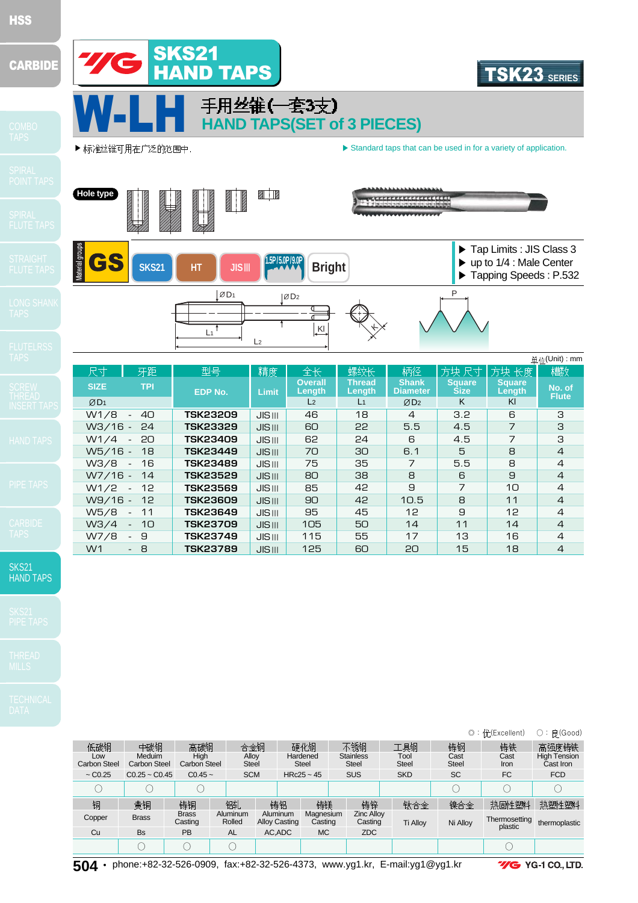# SKS21 HAND TAPS

**TSK23 SERIES**

# W-LH 手用丝锥(一套3支)

## HAND TAPS(SET of 3 PIECES)

▶ 标准丝锥可用在广泛的范围中.

▶ Standard taps that can be used in for a variety of application.

Hole type

Material groups: GS | SKS21 | HT | JIS III | 1.5P/5.0P/9.0P | Bright

▶ Tap Limits : JIS Class 3
▶ up to 1/4 : Male Center
▶ Tapping Speeds : P.532

ØD1, ØD2, L1, L2, Kl, K, P

单位(Unit) : mm

| 尺寸 SIZE ØD1 | 牙距 TPI | 型号 EDP No. | 精度 Limit | 全长 Overall Length L2 | 螺纹长 Thread Length L1 | 柄径 Shank Diameter ØD2 | 方块尺寸 Square Size K | 方块长度 Square Length Kl | 槽数 No. of Flute |
|---|---|---|---|---|---|---|---|---|---|
| W1/8 | 40 | TSK23209 | JIS III | 46 | 18 | 4 | 3.2 | 6 | 3 |
| W3/16 | 24 | TSK23329 | JIS III | 60 | 22 | 5.5 | 4.5 | 7 | 3 |
| W1/4 | 20 | TSK23409 | JIS III | 62 | 24 | 6 | 4.5 | 7 | 3 |
| W5/16 | 18 | TSK23449 | JIS III | 70 | 30 | 6.1 | 5 | 8 | 4 |
| W3/8 | 16 | TSK23489 | JIS III | 75 | 35 | 7 | 5.5 | 8 | 4 |
| W7/16 | 14 | TSK23529 | JIS III | 80 | 38 | 8 | 6 | 9 | 4 |
| W1/2 | 12 | TSK23569 | JIS III | 85 | 42 | 9 | 7 | 10 | 4 |
| W9/16 | 12 | TSK23609 | JIS III | 90 | 42 | 10.5 | 8 | 11 | 4 |
| W5/8 | 11 | TSK23649 | JIS III | 95 | 45 | 12 | 9 | 12 | 4 |
| W3/4 | 10 | TSK23709 | JIS III | 105 | 50 | 14 | 11 | 14 | 4 |
| W7/8 | 9 | TSK23749 | JIS III | 115 | 55 | 17 | 13 | 16 | 4 |
| W1 | 8 | TSK23789 | JIS III | 125 | 60 | 20 | 15 | 18 | 4 |

◎ : 优(Excellent) ○ : 良(Good)

| 低碳钢 Low Carbon Steel | 中碳钢 Meduim Carbon Steel | 高碳钢 High Carbon Steel | 合金钢 Alloy Steel | 硬化钢 Hardened Steel | 不锈钢 Stainless Steel | 工具钢 Tool Steel | 铸钢 Cast Steel | 铸铁 Cast Iron | 高强度铸铁 High Tension Cast Iron |
|---|---|---|---|---|---|---|---|---|---|
| ~ C0.25 | C0.25 ~ C0.45 | C0.45 ~ | SCM | HRc25 ~ 45 | SUS | SKD | SC | FC | FCD |
| ○ | ○ | ○ | | | | | ○ | ○ | ○ |

| 铜 Copper | 黄铜 Brass | 铸铜 Brass Casting | 铝轧 Aluminum Rolled | 铸铝 Aluminum Alloy Casting | 铸镁 Magnesium Casting | 铸锌 Zinc Alloy Casting | 钛合金 Ti Alloy | 镍合金 Ni Alloy | 热固性塑料 Thermosetting plastic | 热塑性塑料 thermoplastic |
|---|---|---|---|---|---|---|---|---|---|---|
| Cu | Bs | PB | AL | AC,ADC | MC | ZDC | | | | |
| | ○ | ○ | ○ | | | | | | ○ | |

phone:+82-32-526-0909, fax:+82-32-526-4373, www.yg1.kr, E-mail:yg1@yg1.kr — YG-1 CO., LTD.